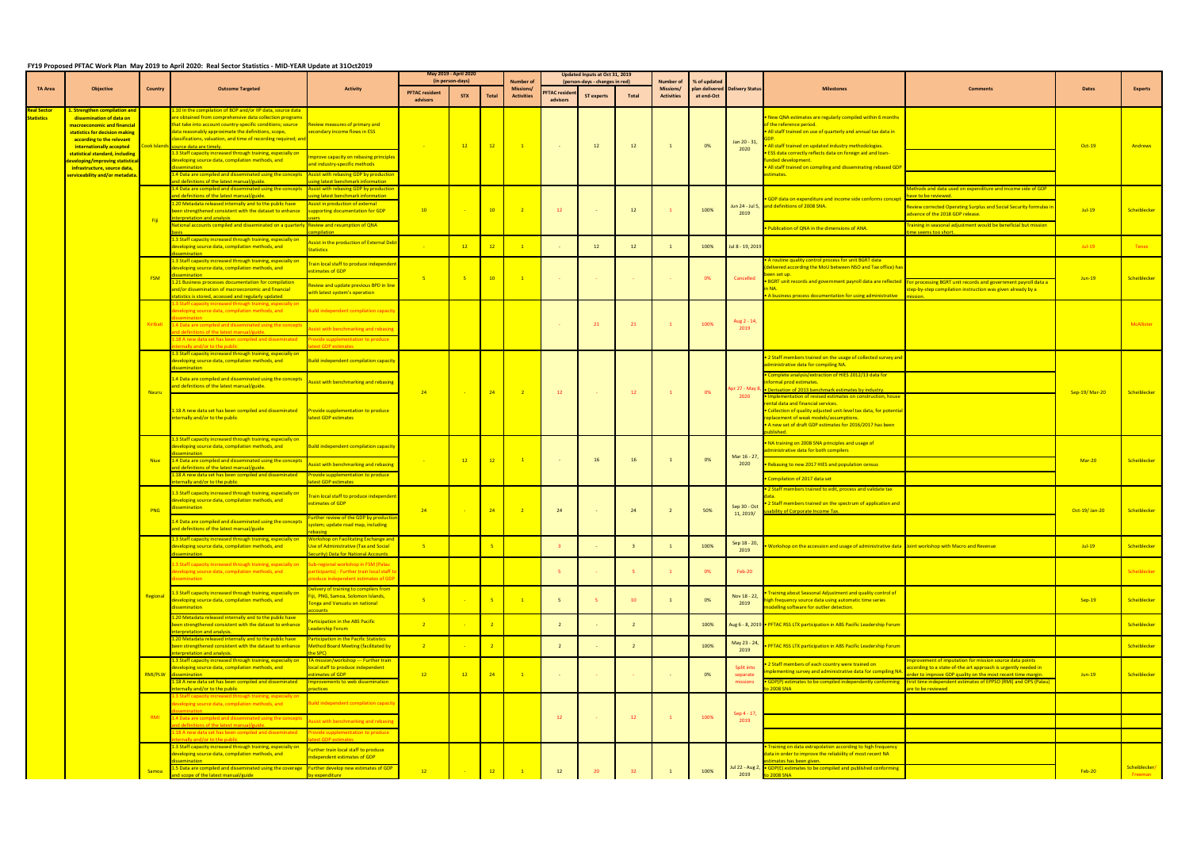# FY19 Proposed PFTAC Work Plan May 2019 to April 2020: Real Sector Statistics - MID-YEAR Update at 31Oct2019

| TA Area | Objective | Country | Outcome Targeted | Activity | May 2019 - April 2020 (in person-days) PFTAC resident advisors | STX | Total | Number of Missions/ Activities | Updated Inputs at Oct 31, 2019 (person-days - changes in red) PFTAC resident advisors | ST experts | Total | Number of Missions/ Activities | % of updated plan delivered at end-Oct | Delivery Status | Milestones | Comments | Dates | Experts |
|---|---|---|---|---|---|---|---|---|---|---|---|---|---|---|---|---|---|---|
| Real Sector Statistics | 1. Strengthen compilation and dissemination of data on macroeconomic and financial statistics for decision making according to the relevant internationally accepted statistical standard, including developing/improving statistical infrastructure, source data, serviceability and/or metadata. | Cook Islands | 1.10 In the compilation of BOP and/or IIP data, source data are obtained from comprehensive data collection programs that take into account country-specific conditions; source data reasonably approximate the definitions, scope, classifications, valuation, and time of recording required; and source data are timely. | Review measures of primary and secondary income flows in ESS | - | 12 | 12 | 1 | - | 12 | 12 | 1 | 0% | Jan 20 - 31, 2020 | • New QNA estimates are regularly compiled within 6 months of the reference period. • All staff trained on use of quarterly and annual tax data in GDP. • All staff trained on updated industry methodologies. • ESS data correctly reflects data on foreign aid and loan-funded development. • All staff trained on compiling and disseminating rebased GDP estimates. | | Oct-19 | Andrews |
| | | | 1.3 Staff capacity increased through training, especially on developing source data, compilation methods, and dissemination | Improve capacity on rebasing principles and industry-specific methods | | | | | | | | | | | | | | |
| | | | 1.4 Data are compiled and disseminated using the concepts and definitions of the latest manual/guide. | Assist with rebasing GDP by production using latest benchmark information | | | | | | | | | | | | | | |
| | | Fiji | 1.4 Data are compiled and disseminated using the concepts and definitions of the latest manual/guide. | Assist with rebasing GDP by production using latest benchmark information | 10 | - | 10 | 2 | 12 | - | 12 | 1 | 100% | Jun 24 - Jul 5, 2019 | • GDP data on expenditure and income side conforms concept and definitions of 2008 SNA. | Methods and data used on expenditure and income side of GDP have to be reviewed. Review corrected Operating Surplus and Social Security formulas in advance of the 2018 GDP release. | Jul-19 | Scheiblecker |
| | | | 1.20 Metadata released internally and to the public have been strengthened consistent with the dataset to enhance interpretation and analysis. | Assist in production of external supporting documentation for GDP users | | | | | | | | | | | | | | |
| | | | National accounts compiled and disseminated on a quarterly basis | Review and resumption of QNA compilation | | | | | | | | | | | • Publication of QNA in the dimensions of ANA. | Training in seasonal adjustment would be beneficial but mission time seems too short. | | |
| | | | 1.3 Staff capacity increased through training, especially on developing source data, compilation methods, and dissemination | Assist in the production of External Debt Statistics | - | 12 | 12 | 1 | - | 12 | 12 | 1 | 100% | Jul 8 - 19, 2019 | | | Jul-19 | Teres |
| | | FSM | 1.3 Staff capacity increased through training, especially on developing source data, compilation methods, and dissemination | Train local staff to produce independent estimates of GDP | 5 | 5 | 10 | 1 | - | - | - | - | 0% | Cancelled | • A routine quality control process for unit BGRT data (delivered according the MoU between NSO and Tax office) has been set up. • BGRT unit records and government payroll data are reflected in NA. • A business process documentation for using administrative | For processing BGRT unit records and government payroll data a step-by-step compilation instruction was given already by a mission. | Jun-19 | Scheiblecker |
| | | | 1.21 Business processes documentation for compilation and/or dissemination of macroeconomic and financial statistics is stored, accessed and regularly updated | Review and update previous BPD in line with latest system's operation | | | | | | | | | | | | | | |
| | | Kiribati | 1.3 Staff capacity increased through training, especially on developing source data, compilation methods, and dissemination | Build independent compilation capacity | | | | | - | 21 | 21 | 1 | 100% | Aug 2 - 14, 2019 | | | | McAlister |
| | | | 1.4 Data are compiled and disseminated using the concepts and definitions of the latest manual/guide. | Assist with benchmarking and rebasing | | | | | | | | | | | | | | |
| | | | 1.18 A new data set has been compiled and disseminated internally and/or to the public | Provide supplementation to produce latest GDP estimates | | | | | | | | | | | | | | |
| | | Nauru | 1.3 Staff capacity increased through training, especially on developing source data, compilation methods, and dissemination | Build independent compilation capacity | 24 | - | 24 | 2 | 12 | - | 12 | 1 | 0% | Apr 27 - May 8, 2020 | • 2 Staff members trained on the usage of collected survey and administrative data for compiling NA. • Complete analysis/extraction of HIES 2012/13 data for informal prod estimates. • Derivation of 2013 benchmark estimates by industry. • Implementation of revised estimates on construction, house rental data and financial services. • Collection of quality adjusted unit-level tax data, for potential replacement of weak models/assumptions. • A new set of draft GDP estimates for 2016/2017 has been published. | | Sep-19/ Mar-20 | Scheiblecker |
| | | | 1.4 Data are compiled and disseminated using the concepts and definitions of the latest manual/guide. | Assist with benchmarking and rebasing | | | | | | | | | | | | | | |
| | | | 1.18 A new data set has been compiled and disseminated internally and/or to the public | Provide supplementation to produce latest GDP estimates | | | | | | | | | | | | | | |
| | | Niue | 1.3 Staff capacity increased through training, especially on developing source data, compilation methods, and dissemination | Build independent compilation capacity | - | 12 | 12 | 1 | - | 16 | 16 | 1 | 0% | Mar 16 - 27, 2020 | • NA training on 2008 SNA principles and usage of administrative data for both compilers | | Mar-20 | Scheiblecker |
| | | | 1.4 Data are compiled and disseminated using the concepts and definitions of the latest manual/guide. | Assist with benchmarking and rebasing | | | | | | | | | | | • Rebasing to new 2017 HIES and population census | | | |
| | | | 1.18 A new data set has been compiled and disseminated internally and/or to the public | Provide supplementation to produce latest GDP estimates | | | | | | | | | | | • Compilation of 2017 data set | | | |
| | | PNG | 1.3 Staff capacity increased through training, especially on developing source data, compilation methods, and dissemination | Train local staff to produce independent estimates of GDP | 24 | - | 24 | 2 | 24 | - | 24 | 2 | 50% | Sep 30 - Oct 11, 2019/ | • 2 Staff members trained to edit, process and validate tax data. • 2 Staff members trained on the spectrum of application and usability of Corporate Income Tax. | | Oct-19/ Jan-20 | Scheiblecker |
| | | | 1.4 Data are compiled and disseminated using the concepts and definitions of the latest manual/guide | Further review of the GDP by production system; update road map, including rebasing | | | | | | | | | | | | | | |
| | | Regional | 1.3 Staff capacity increased through training, especially on developing source data, compilation methods, and dissemination | Workshop on Facilitating Exchange and Use of Administrative (Tax and Social Security) Data for National Accounts | 5 | | 5 | | 3 | - | 3 | 1 | 100% | Sep 18 - 20, 2019 | • Workshop on the accession and usage of administrative data | Joint workshop with Macro and Revenue | Jul-19 | Scheiblecker |
| | | | 1.3 Staff capacity increased through training, especially on developing source data, compilation methods, and dissemination | Sub-regional workshop in FSM (Palau participants) - Further train local staff to produce independent estimates of GDP | | | | | 5 | - | 5 | 1 | 0% | Feb-20 | | | | Scheiblecker |
| | | | 1.3 Staff capacity increased through training, especially on developing source data, compilation methods, and dissemination | Delivery of training to compilers from Fiji, PNG, Samoa, Solomon Islands, Tonga and Vanuatu on national accounts | 5 | - | 5 | 1 | 5 | 5 | 10 | 1 | 0% | Nov 18 - 22, 2019 | • Training about Seasonal Adjustment and quality control of high frequency source data using automatic time series modelling software for outlier detection. | | Sep-19 | Scheiblecker |
| | | | 1.20 Metadata released internally and to the public have been strengthened consistent with the dataset to enhance interpretation and analysis. | Participation in the ABS Pacific Leadership Forum | 2 | - | 2 | | 2 | - | 2 | | 100% | Aug 6 - 8, 2019 | • PFTAC RSS LTX participation in ABS Pacific Leadership Forum | | | Scheiblecker |
| | | | 1.20 Metadata released internally and to the public have been strengthened consistent with the dataset to enhance interpretation and analysis. | Participation in the Pacific Statistics Method Board Meeting (facilitated by the SPC) | 2 | - | 2 | | 2 | - | 2 | | 100% | May 23 - 24, 2019 | • PFTAC RSS LTX participation in ABS Pacific Leadership Forum | | | Scheiblecker |
| | | RMI/PLW | 1.3 Staff capacity increased through training, especially on developing source data, compilation methods, and dissemination | TA mission/workshop --- Further train local staff to produce independent estimates of GDP | 12 | 12 | 24 | 1 | - | - | - | - | 0% | Split into separate missions | • 2 Staff members of each country were trained on implementing survey and administrative data for compiling NA. | Improvement of imputation for mission source data points according to a state-of-the-art approach is urgently needed in order to improve GDP quality on the most recent time margin. | Jun-19 | Scheiblecker |
| | | | 1.18 A new data set has been compiled and disseminated internally and/or to the public | Improvements to web dissemination practices | | | | | | | | | | | • GDP(P) estimates to be compiled independently conforming to 2008 SNA | First time independent estimates of EPPSO (RMI) and OPS (Palau) are to be reviewed | | |
| | | RMI | 1.3 Staff capacity increased through training, especially on developing source data, compilation methods, and dissemination | Build independent compilation capacity | | | | | 12 | - | 12 | 1 | 100% | Sep 4 - 17, 2019 | | | | |
| | | | 1.4 Data are compiled and disseminated using the concepts and definitions of the latest manual/guide. | Assist with benchmarking and rebasing | | | | | | | | | | | | | | |
| | | | 1.18 A new data set has been compiled and disseminated internally and/or to the public | Provide supplementation to produce latest GDP estimates | | | | | | | | | | | | | | |
| | | Samoa | 1.3 Staff capacity increased through training, especially on developing source data, compilation methods, and dissemination | Further train local staff to produce independent estimates of GDP | 12 | - | 12 | 1 | 12 | 20 | 32 | 1 | 100% | Jul 22 - Aug 2, 2019 | • Training on data extrapolation according to high frequency data in order to improve the reliability of most recent NA estimates has been given. | | Feb-20 | Scheiblecker/ Freeman |
| | | | 1.5 Data are compiled and disseminated using the coverage and scope of the latest manual/guide | Further develop new estimates of GDP by expenditure | | | | | | | | | | | • GDP(E) estimates to be compiled and published conforming to 2008 SNA | | | |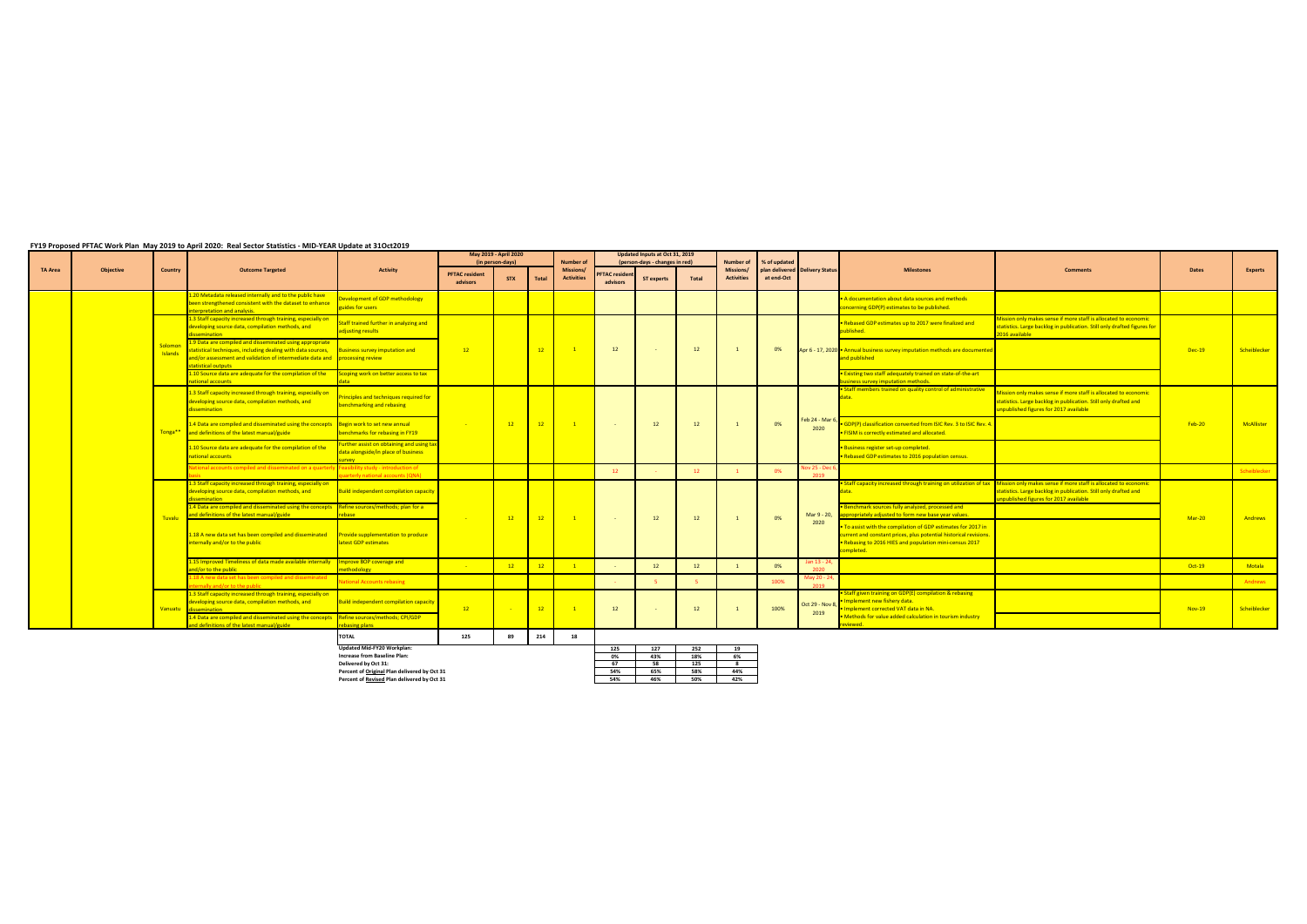## FY19 Proposed PFTAC Work Plan May 2019 to April 2020: Real Sector Statistics - MID-YEAR Update at 31Oct2019

| TA Area | Objective | Country | Outcome Targeted | Activity | May 2019 - April 2020 (in person-days) | | | Number of Missions/ Activities | Updated Inputs at Oct 31, 2019 (person-days - changes in red) | | | Number of Missions/ Activities | % of updated plan delivered at end-Oct | Delivery Status | Milestones | Comments | Dates | Experts |
|---|---|---|---|---|---|---|---|---|---|---|---|---|---|---|---|---|---|---|
| | | | | | PFTAC resident advisors | STX | Total | | PFTAC resident advisors | ST experts | Total | | | | | | | |
| | | Solomon Islands | 1.20 Metadata released internally and to the public have been strengthened consistent with the dataset to enhance interpretation and analysis. | Development of GDP methodology guides for users | 12 | | 12 | 1 | 12 | - | 12 | 1 | 0% | Apr 6 - 17, 2020 | • A documentation about data sources and methods concerning GDP(P) estimates to be published. | | Dec-19 | Scheiblecker |
| | | | 1.3 Staff capacity increased through training, especially on developing source data, compilation methods, and dissemination | Staff trained further in analyzing and adjusting results | | | | | | | | | | | • Rebased GDP estimates up to 2017 were finalized and published. | Mission only makes sense if more staff is allocated to economic statistics. Large backlog in publication. Still only drafted figures for 2016 available | | |
| | | | 1.9 Data are compiled and disseminated using appropriate statistical techniques, including dealing with data sources, and/or assessment and validation of intermediate data and statistical outputs | Business survey imputation and processing review | | | | | | | | | | | • Annual business survey imputation methods are documented and published | | | |
| | | | 1.10 Source data are adequate for the compilation of the national accounts | Scoping work on better access to tax data | | | | | | | | | | | • Existing two staff adequately trained on state-of-the-art business survey imputation methods. | | | |
| | | Tonga** | 1.3 Staff capacity increased through training, especially on developing source data, compilation methods, and dissemination | Principles and techniques required for benchmarking and rebasing | - | 12 | 12 | 1 | - | 12 | 12 | 1 | 0% | Feb 24 - Mar 6, 2020 | • Staff members trained on quality control of administrative data. | Mission only makes sense if more staff is allocated to economic statistics. Large backlog in publication. Still only drafted and unpublished figures for 2017 available | Feb-20 | McAllister |
| | | | 1.4 Data are compiled and disseminated using the concepts and definitions of the latest manual/guide | Begin work to set new annual benchmarks for rebasing in FY19 | | | | | | | | | | | • GDP(P) classification converted from ISIC Rev. 3 to ISIC Rev. 4.<br>• FISIM is correctly estimated and allocated. | | | |
| | | | 1.10 Source data are adequate for the compilation of the national accounts | Further assist on obtaining and using tax data alongside/in place of business survey | | | | | | | | | | | • Business register set-up completed.<br>• Rebased GDP estimates to 2016 population census. | | | |
| | | | National accounts compiled and disseminated on a quarterly basis | Feasibility study - introduction of quarterly national accounts (QNA) | | | | | 12 | - | 12 | 1 | 0% | Nov 25 - Dec 6, 2019 | | | | Scheiblecker |
| | | Tuvalu | 1.3 Staff capacity increased through training, especially on developing source data, compilation methods, and dissemination | Build independent compilation capacity | - | 12 | 12 | 1 | - | 12 | 12 | 1 | 0% | Mar 9 - 20, 2020 | • Staff capacity increased through training on utilization of tax data. | Mission only makes sense if more staff is allocated to economic statistics. Large backlog in publication. Still only drafted and unpublished figures for 2017 available | Mar-20 | Andrews |
| | | | 1.4 Data are compiled and disseminated using the concepts and definitions of the latest manual/guide | Refine sources/methods; plan for a rebase | | | | | | | | | | | • Benchmark sources fully analyzed, processed and appropriately adjusted to form new base year values. | | | |
| | | | 1.18 A new data set has been compiled and disseminated internally and/or to the public | Provide supplementation to produce latest GDP estimates | | | | | | | | | | | • To assist with the compilation of GDP estimates for 2017 in current and constant prices, plus potential historical revisions.<br>• Rebasing to 2016 HIES and population mini-census 2017 completed. | | | |
| | | | 1.15 Improved Timeliness of data made available internally and/or to the public | Improve BOP coverage and methodology | - | 12 | 12 | 1 | - | 12 | 12 | 1 | 0% | Jan 13 - 24, 2020 | | | Oct-19 | Motala |
| | | | 1.18 A new data set has been compiled and disseminated internally and/or to the public | National Accounts rebasing | | | | | - | 5 | 5 | | 100% | May 20 - 24, 2019 | | | | Andrews |
| | | Vanuatu | 1.3 Staff capacity increased through training, especially on developing source data, compilation methods, and dissemination | Build independent compilation capacity | 12 | - | 12 | 1 | 12 | - | 12 | 1 | 100% | Oct 29 - Nov 8, 2019 | • Staff given training on GDP(E) compilation & rebasing<br>• Implement new fishery data.<br>• Implement corrected VAT data in NA. | | Nov-19 | Scheiblecker |
| | | | 1.4 Data are compiled and disseminated using the concepts and definitions of the latest manual/guide | Refine sources/methods; CPI/GDP rebasing plans | | | | | | | | | | | • Methods for value added calculation in tourism industry reviewed. | | | |
| | | | | TOTAL | 125 | 89 | 214 | 18 | | | | | | | | | | |

| | PFTAC resident advisors | ST experts | Total | Number of Missions/ Activities |
|---|---|---|---|---|
| Updated Mid-FY20 Workplan: | 125 | 127 | 252 | 19 |
| Increase from Baseline Plan: | 0% | 43% | 18% | 6% |
| Delivered by Oct 31: | 67 | 58 | 125 | 8 |
| Percent of Original Plan delivered by Oct 31 | 54% | 65% | 58% | 44% |
| Percent of Revised Plan delivered by Oct 31 | 54% | 46% | 50% | 42% |